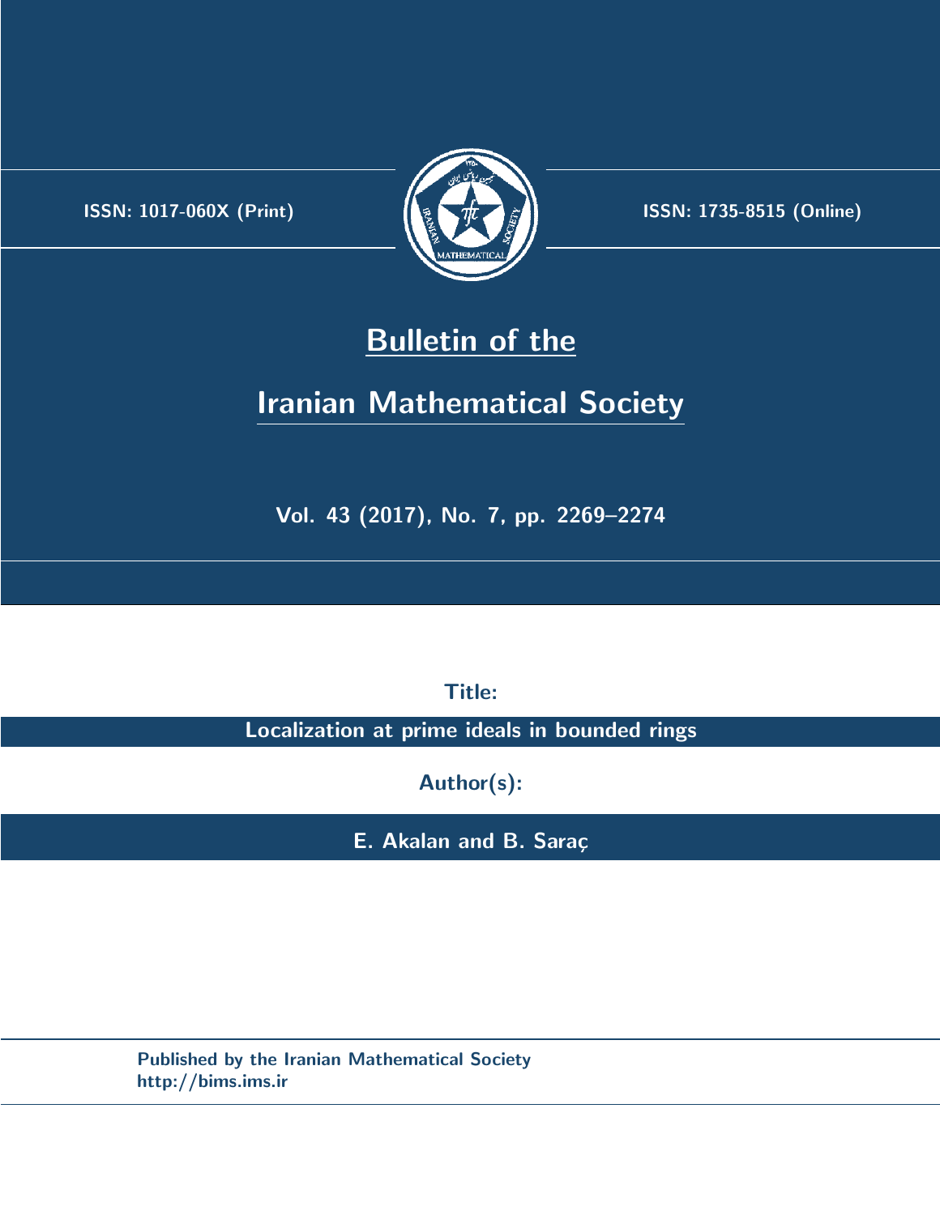ISSN: 1017-060X (Print)

ISSN: 1735-8515 (Online)

# Bulletin of the Iranian Mathematical Society

Vol. 43 (2017), No. 7, pp. 2269–2274

**Title:**

**Localization at prime ideals in bounded rings**

**Author(s):**

**E. Akalan and B. Saraç**

Published by the Iranian Mathematical Society
http://bims.ims.ir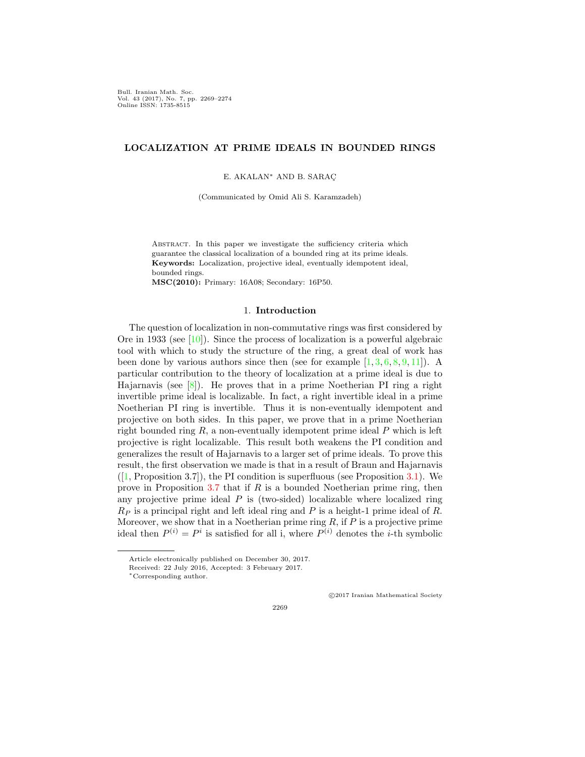Bull. Iranian Math. Soc.
Vol. 43 (2017), No. 7, pp. 2269–2274
Online ISSN: 1735-8515

# LOCALIZATION AT PRIME IDEALS IN BOUNDED RINGS

E. AKALAN* AND B. SARAÇ

(Communicated by Omid Ali S. Karamzadeh)

Abstract. In this paper we investigate the sufficiency criteria which guarantee the classical localization of a bounded ring at its prime ideals.
**Keywords:** Localization, projective ideal, eventually idempotent ideal, bounded rings.
**MSC(2010):** Primary: 16A08; Secondary: 16P50.

## 1. Introduction

The question of localization in non-commutative rings was first considered by Ore in 1933 (see [10]). Since the process of localization is a powerful algebraic tool with which to study the structure of the ring, a great deal of work has been done by various authors since then (see for example [1, 3, 6, 8, 9, 11]). A particular contribution to the theory of localization at a prime ideal is due to Hajarnavis (see [8]). He proves that in a prime Noetherian PI ring a right invertible prime ideal is localizable. In fact, a right invertible ideal in a prime Noetherian PI ring is invertible. Thus it is non-eventually idempotent and projective on both sides. In this paper, we prove that in a prime Noetherian right bounded ring $R$, a non-eventually idempotent prime ideal $P$ which is left projective is right localizable. This result both weakens the PI condition and generalizes the result of Hajarnavis to a larger set of prime ideals. To prove this result, the first observation we made is that in a result of Braun and Hajarnavis ([1, Proposition 3.7]), the PI condition is superfluous (see Proposition 3.1). We prove in Proposition 3.7 that if $R$ is a bounded Noetherian prime ring, then any projective prime ideal $P$ is (two-sided) localizable where localized ring $R_P$ is a principal right and left ideal ring and $P$ is a height-1 prime ideal of $R$. Moreover, we show that in a Noetherian prime ring $R$, if $P$ is a projective prime ideal then $P^{(i)} = P^i$ is satisfied for all i, where $P^{(i)}$ denotes the $i$-th symbolic

Article electronically published on December 30, 2017.
Received: 22 July 2016, Accepted: 3 February 2017.
*Corresponding author.

©2017 Iranian Mathematical Society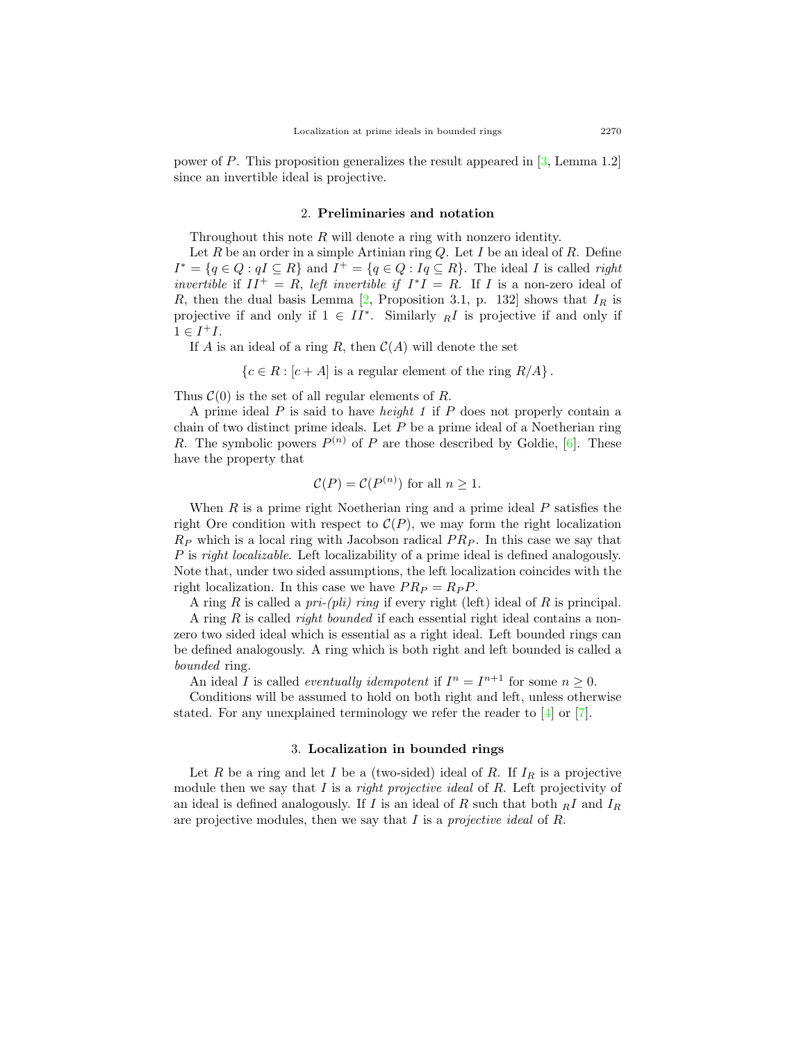power of $P$. This proposition generalizes the result appeared in [3, Lemma 1.2] since an invertible ideal is projective.

## 2. Preliminaries and notation

Throughout this note $R$ will denote a ring with nonzero identity.

Let $R$ be an order in a simple Artinian ring $Q$. Let $I$ be an ideal of $R$. Define $I^* = \{q \in Q : qI \subseteq R\}$ and $I^+ = \{q \in Q : Iq \subseteq R\}$. The ideal $I$ is called *right invertible* if $II^+ = R$, *left invertible if* $I^*I = R$. If $I$ is a non-zero ideal of $R$, then the dual basis Lemma [2, Proposition 3.1, p. 132] shows that $I_R$ is projective if and only if $1 \in II^*$. Similarly ${}_RI$ is projective if and only if $1 \in I^+I$.

If $A$ is an ideal of a ring $R$, then $\mathcal{C}(A)$ will denote the set

$$\{c \in R : [c + A] \text{ is a regular element of the ring } R/A\}.$$

Thus $\mathcal{C}(0)$ is the set of all regular elements of $R$.

A prime ideal $P$ is said to have *height 1* if $P$ does not properly contain a chain of two distinct prime ideals. Let $P$ be a prime ideal of a Noetherian ring $R$. The symbolic powers $P^{(n)}$ of $P$ are those described by Goldie, [6]. These have the property that

$$\mathcal{C}(P) = \mathcal{C}(P^{(n)}) \text{ for all } n \geq 1.$$

When $R$ is a prime right Noetherian ring and a prime ideal $P$ satisfies the right Ore condition with respect to $\mathcal{C}(P)$, we may form the right localization $R_P$ which is a local ring with Jacobson radical $PR_P$. In this case we say that $P$ is *right localizable*. Left localizability of a prime ideal is defined analogously. Note that, under two sided assumptions, the left localization coincides with the right localization. In this case we have $PR_P = R_PP$.

A ring $R$ is called a *pri-(pli) ring* if every right (left) ideal of $R$ is principal.

A ring $R$ is called *right bounded* if each essential right ideal contains a nonzero two sided ideal which is essential as a right ideal. Left bounded rings can be defined analogously. A ring which is both right and left bounded is called a *bounded* ring.

An ideal $I$ is called *eventually idempotent* if $I^n = I^{n+1}$ for some $n \geq 0$.

Conditions will be assumed to hold on both right and left, unless otherwise stated. For any unexplained terminology we refer the reader to [4] or [7].

## 3. Localization in bounded rings

Let $R$ be a ring and let $I$ be a (two-sided) ideal of $R$. If $I_R$ is a projective module then we say that $I$ is a *right projective ideal* of $R$. Left projectivity of an ideal is defined analogously. If $I$ is an ideal of $R$ such that both ${}_RI$ and $I_R$ are projective modules, then we say that $I$ is a *projective ideal* of $R$.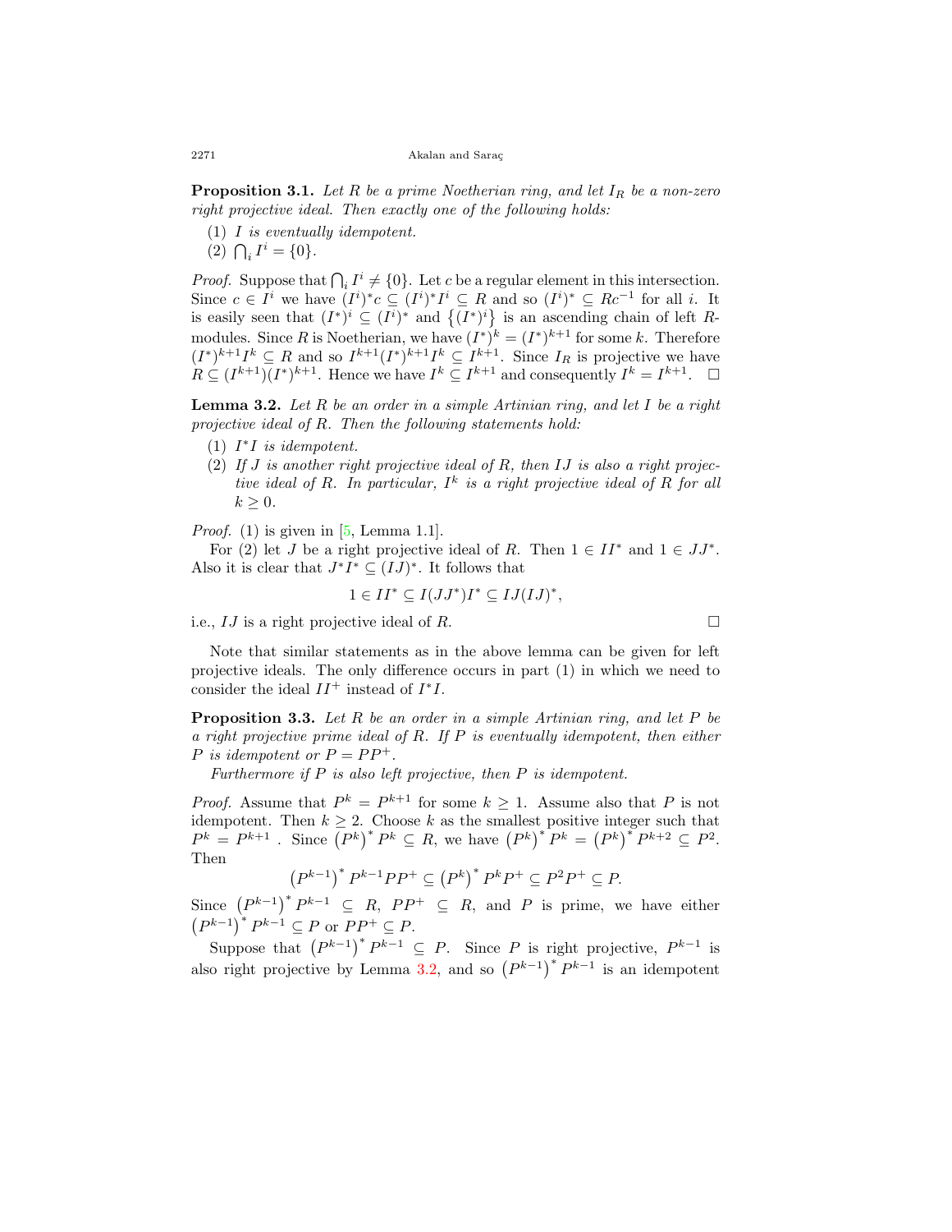**Proposition 3.1.** *Let $R$ be a prime Noetherian ring, and let $I_R$ be a non-zero right projective ideal. Then exactly one of the following holds:*

1. *$I$ is eventually idempotent.*
2. *$\bigcap_i I^i = \{0\}$.*

*Proof.* Suppose that $\bigcap_i I^i \neq \{0\}$. Let $c$ be a regular element in this intersection. Since $c \in I^i$ we have $(I^i)^* c \subseteq (I^i)^* I^i \subseteq R$ and so $(I^i)^* \subseteq Rc^{-1}$ for all $i$. It is easily seen that $(I^*)^i \subseteq (I^i)^*$ and $\{(I^*)^i\}$ is an ascending chain of left $R$-modules. Since $R$ is Noetherian, we have $(I^*)^k = (I^*)^{k+1}$ for some $k$. Therefore $(I^*)^{k+1} I^k \subseteq R$ and so $I^{k+1}(I^*)^{k+1} I^k \subseteq I^{k+1}$. Since $I_R$ is projective we have $R \subseteq (I^{k+1})(I^*)^{k+1}$. Hence we have $I^k \subseteq I^{k+1}$ and consequently $I^k = I^{k+1}$. □

**Lemma 3.2.** *Let $R$ be an order in a simple Artinian ring, and let $I$ be a right projective ideal of $R$. Then the following statements hold:*

1. *$I^* I$ is idempotent.*
2. *If $J$ is another right projective ideal of $R$, then $IJ$ is also a right projective ideal of $R$. In particular, $I^k$ is a right projective ideal of $R$ for all $k \geq 0$.*

*Proof.* (1) is given in [5, Lemma 1.1].

For (2) let $J$ be a right projective ideal of $R$. Then $1 \in II^*$ and $1 \in JJ^*$. Also it is clear that $J^* I^* \subseteq (IJ)^*$. It follows that

$$1 \in II^* \subseteq I(JJ^*)I^* \subseteq IJ(IJ)^*,$$

i.e., $IJ$ is a right projective ideal of $R$. □

Note that similar statements as in the above lemma can be given for left projective ideals. The only difference occurs in part (1) in which we need to consider the ideal $II^+$ instead of $I^* I$.

**Proposition 3.3.** *Let $R$ be an order in a simple Artinian ring, and let $P$ be a right projective prime ideal of $R$. If $P$ is eventually idempotent, then either $P$ is idempotent or $P = PP^+$.*

*Furthermore if $P$ is also left projective, then $P$ is idempotent.*

*Proof.* Assume that $P^k = P^{k+1}$ for some $k \geq 1$. Assume also that $P$ is not idempotent. Then $k \geq 2$. Choose $k$ as the smallest positive integer such that $P^k = P^{k+1}$. Since $\left(P^k\right)^* P^k \subseteq R$, we have $\left(P^k\right)^* P^k = \left(P^k\right)^* P^{k+2} \subseteq P^2$. Then

$$\left(P^{k-1}\right)^* P^{k-1} P P^+ \subseteq \left(P^k\right)^* P^k P^+ \subseteq P^2 P^+ \subseteq P.$$

Since $\left(P^{k-1}\right)^* P^{k-1} \subseteq R$, $PP^+ \subseteq R$, and $P$ is prime, we have either $\left(P^{k-1}\right)^* P^{k-1} \subseteq P$ or $PP^+ \subseteq P$.

Suppose that $\left(P^{k-1}\right)^* P^{k-1} \subseteq P$. Since $P$ is right projective, $P^{k-1}$ is also right projective by Lemma 3.2, and so $\left(P^{k-1}\right)^* P^{k-1}$ is an idempotent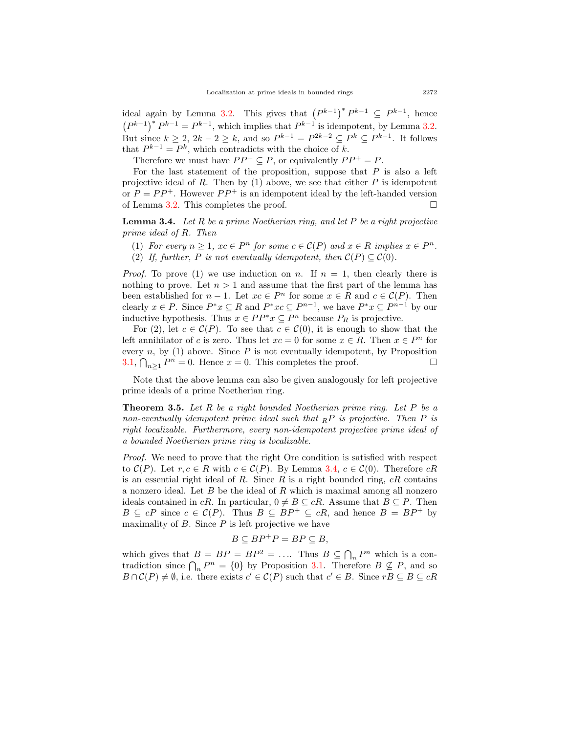ideal again by Lemma 3.2. This gives that $\left(P^{k-1}\right)^* P^{k-1} \subseteq P^{k-1}$, hence $\left(P^{k-1}\right)^* P^{k-1} = P^{k-1}$, which implies that $P^{k-1}$ is idempotent, by Lemma 3.2. But since $k \geq 2$, $2k-2 \geq k$, and so $P^{k-1} = P^{2k-2} \subseteq P^k \subseteq P^{k-1}$. It follows that $P^{k-1} = P^k$, which contradicts with the choice of $k$.

Therefore we must have $PP^+ \subseteq P$, or equivalently $PP^+ = P$.

For the last statement of the proposition, suppose that $P$ is also a left projective ideal of $R$. Then by (1) above, we see that either $P$ is idempotent or $P = PP^+$. However $PP^+$ is an idempotent ideal by the left-handed version of Lemma 3.2. This completes the proof. $\square$

**Lemma 3.4.** *Let $R$ be a prime Noetherian ring, and let $P$ be a right projective prime ideal of $R$. Then*

1. *For every $n \geq 1$, $xc \in P^n$ for some $c \in \mathcal{C}(P)$ and $x \in R$ implies $x \in P^n$.*
2. *If, further, $P$ is not eventually idempotent, then $\mathcal{C}(P) \subseteq \mathcal{C}(0)$.*

*Proof.* To prove (1) we use induction on $n$. If $n = 1$, then clearly there is nothing to prove. Let $n > 1$ and assume that the first part of the lemma has been established for $n-1$. Let $xc \in P^n$ for some $x \in R$ and $c \in \mathcal{C}(P)$. Then clearly $x \in P$. Since $P^*x \subseteq R$ and $P^*xc \subseteq P^{n-1}$, we have $P^*x \subseteq P^{n-1}$ by our inductive hypothesis. Thus $x \in PP^*x \subseteq P^n$ because $P_R$ is projective.

For (2), let $c \in \mathcal{C}(P)$. To see that $c \in \mathcal{C}(0)$, it is enough to show that the left annihilator of $c$ is zero. Thus let $xc = 0$ for some $x \in R$. Then $x \in P^n$ for every $n$, by (1) above. Since $P$ is not eventually idempotent, by Proposition 3.1, $\bigcap_{n \geq 1} P^n = 0$. Hence $x = 0$. This completes the proof. $\square$

Note that the above lemma can also be given analogously for left projective prime ideals of a prime Noetherian ring.

**Theorem 3.5.** *Let $R$ be a right bounded Noetherian prime ring. Let $P$ be a non-eventually idempotent prime ideal such that ${}_RP$ is projective. Then $P$ is right localizable. Furthermore, every non-idempotent projective prime ideal of a bounded Noetherian prime ring is localizable.*

*Proof.* We need to prove that the right Ore condition is satisfied with respect to $\mathcal{C}(P)$. Let $r, c \in R$ with $c \in \mathcal{C}(P)$. By Lemma 3.4, $c \in \mathcal{C}(0)$. Therefore $cR$ is an essential right ideal of $R$. Since $R$ is a right bounded ring, $cR$ contains a nonzero ideal. Let $B$ be the ideal of $R$ which is maximal among all nonzero ideals contained in $cR$. In particular, $0 \neq B \subseteq cR$. Assume that $B \subseteq P$. Then $B \subseteq cP$ since $c \in \mathcal{C}(P)$. Thus $B \subseteq BP^+ \subseteq cR$, and hence $B = BP^+$ by maximality of $B$. Since $P$ is left projective we have

$$B \subseteq BP^+P = BP \subseteq B,$$

which gives that $B = BP = BP^2 = \ldots$. Thus $B \subseteq \bigcap_n P^n$ which is a contradiction since $\bigcap_n P^n = \{0\}$ by Proposition 3.1. Therefore $B \not\subseteq P$, and so $B \cap \mathcal{C}(P) \neq \emptyset$, i.e. there exists $c' \in \mathcal{C}(P)$ such that $c' \in B$. Since $rB \subseteq B \subseteq cR$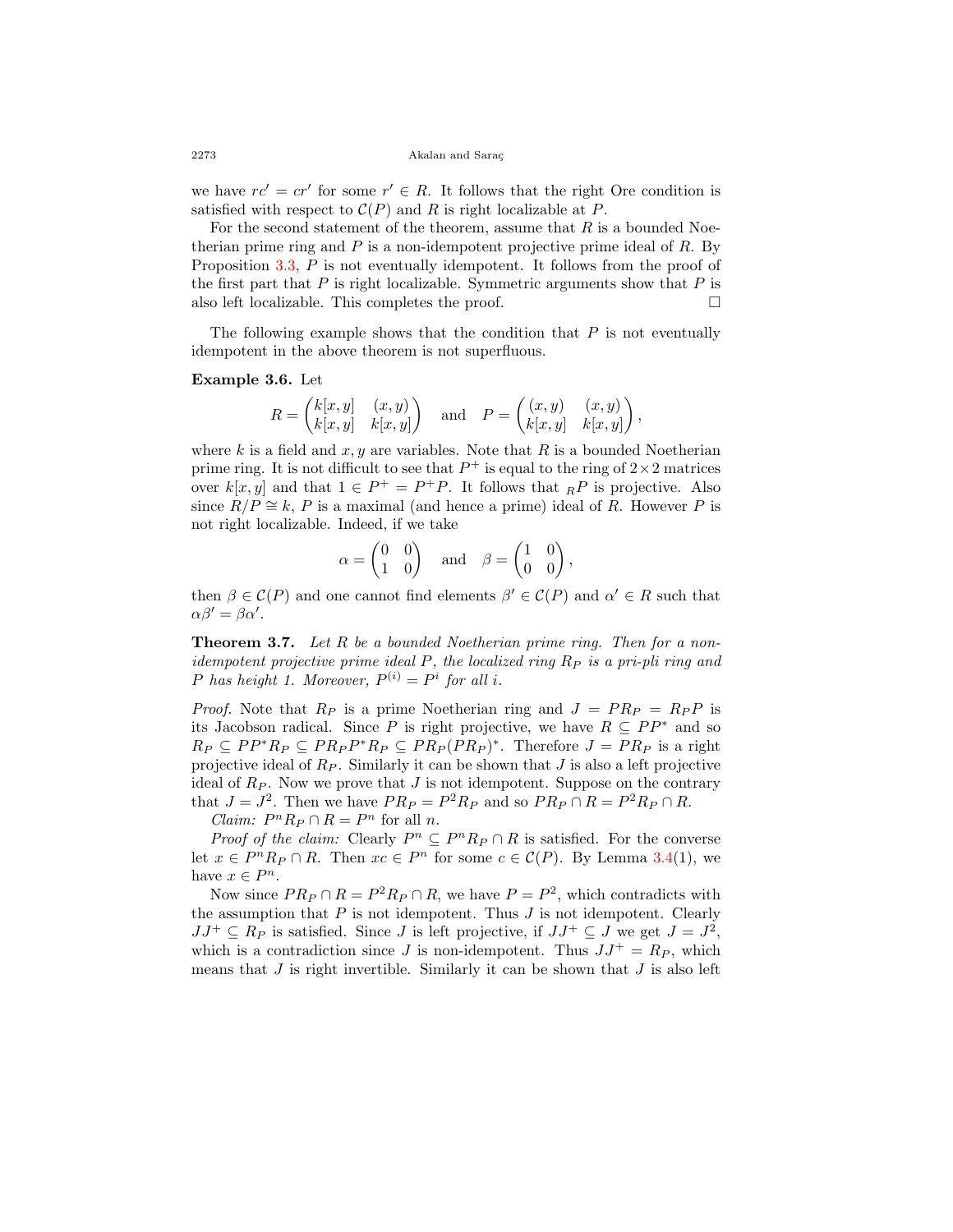we have $rc' = cr'$ for some $r' \in R$. It follows that the right Ore condition is satisfied with respect to $\mathcal{C}(P)$ and $R$ is right localizable at $P$.

For the second statement of the theorem, assume that $R$ is a bounded Noetherian prime ring and $P$ is a non-idempotent projective prime ideal of $R$. By Proposition 3.3, $P$ is not eventually idempotent. It follows from the proof of the first part that $P$ is right localizable. Symmetric arguments show that $P$ is also left localizable. This completes the proof. $\square$

The following example shows that the condition that $P$ is not eventually idempotent in the above theorem is not superfluous.

**Example 3.6.** Let

$$R = \begin{pmatrix} k[x,y] & (x,y) \\ k[x,y] & k[x,y] \end{pmatrix} \quad \text{and} \quad P = \begin{pmatrix} (x,y) & (x,y) \\ k[x,y] & k[x,y] \end{pmatrix},$$

where $k$ is a field and $x, y$ are variables. Note that $R$ is a bounded Noetherian prime ring. It is not difficult to see that $P^+$ is equal to the ring of $2\times 2$ matrices over $k[x,y]$ and that $1 \in P^+ = P^+P$. It follows that ${}_RP$ is projective. Also since $R/P \cong k$, $P$ is a maximal (and hence a prime) ideal of $R$. However $P$ is not right localizable. Indeed, if we take

$$\alpha = \begin{pmatrix} 0 & 0 \\ 1 & 0 \end{pmatrix} \quad \text{and} \quad \beta = \begin{pmatrix} 1 & 0 \\ 0 & 0 \end{pmatrix},$$

then $\beta \in \mathcal{C}(P)$ and one cannot find elements $\beta' \in \mathcal{C}(P)$ and $\alpha' \in R$ such that $\alpha\beta' = \beta\alpha'$.

**Theorem 3.7.** *Let $R$ be a bounded Noetherian prime ring. Then for a non-idempotent projective prime ideal $P$, the localized ring $R_P$ is a pri-pli ring and $P$ has height 1. Moreover, $P^{(i)} = P^i$ for all $i$.*

*Proof.* Note that $R_P$ is a prime Noetherian ring and $J = PR_P = R_PP$ is its Jacobson radical. Since $P$ is right projective, we have $R \subseteq PP^*$ and so $R_P \subseteq PP^*R_P \subseteq PR_PP^*R_P \subseteq PR_P(PR_P)^*$. Therefore $J = PR_P$ is a right projective ideal of $R_P$. Similarly it can be shown that $J$ is also a left projective ideal of $R_P$. Now we prove that $J$ is not idempotent. Suppose on the contrary that $J = J^2$. Then we have $PR_P = P^2R_P$ and so $PR_P \cap R = P^2R_P \cap R$.

*Claim:* $P^nR_P \cap R = P^n$ for all $n$.

*Proof of the claim:* Clearly $P^n \subseteq P^nR_P \cap R$ is satisfied. For the converse let $x \in P^nR_P \cap R$. Then $xc \in P^n$ for some $c \in \mathcal{C}(P)$. By Lemma 3.4(1), we have $x \in P^n$.

Now since $PR_P \cap R = P^2R_P \cap R$, we have $P = P^2$, which contradicts with the assumption that $P$ is not idempotent. Thus $J$ is not idempotent. Clearly $JJ^+ \subseteq R_P$ is satisfied. Since $J$ is left projective, if $JJ^+ \subseteq J$ we get $J = J^2$, which is a contradiction since $J$ is non-idempotent. Thus $JJ^+ = R_P$, which means that $J$ is right invertible. Similarly it can be shown that $J$ is also left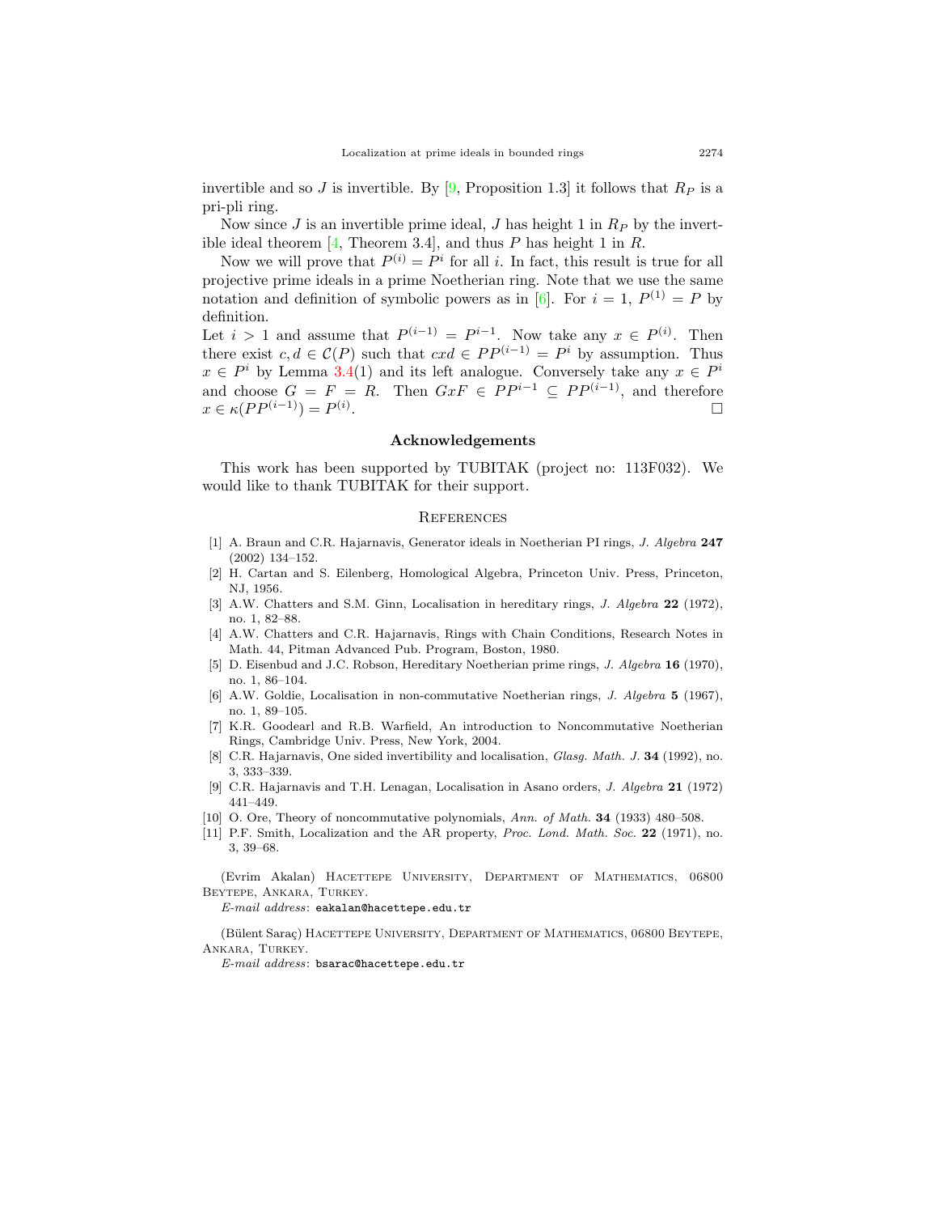invertible and so $J$ is invertible. By [9, Proposition 1.3] it follows that $R_P$ is a pri-pli ring.

Now since $J$ is an invertible prime ideal, $J$ has height 1 in $R_P$ by the invertible ideal theorem [4, Theorem 3.4], and thus $P$ has height 1 in $R$.

Now we will prove that $P^{(i)} = P^i$ for all $i$. In fact, this result is true for all projective prime ideals in a prime Noetherian ring. Note that we use the same notation and definition of symbolic powers as in [6]. For $i = 1$, $P^{(1)} = P$ by definition.

Let $i > 1$ and assume that $P^{(i-1)} = P^{i-1}$. Now take any $x \in P^{(i)}$. Then there exist $c, d \in \mathcal{C}(P)$ such that $cxd \in PP^{(i-1)} = P^i$ by assumption. Thus $x \in P^i$ by Lemma 3.4(1) and its left analogue. Conversely take any $x \in P^i$ and choose $G = F = R$. Then $GxF \in PP^{i-1} \subseteq PP^{(i-1)}$, and therefore $x \in \kappa(PP^{(i-1)}) = P^{(i)}$. □

## Acknowledgements

This work has been supported by TUBITAK (project no: 113F032). We would like to thank TUBITAK for their support.

## References

[1] A. Braun and C.R. Hajarnavis, Generator ideals in Noetherian PI rings, *J. Algebra* **247** (2002) 134–152.

[2] H. Cartan and S. Eilenberg, Homological Algebra, Princeton Univ. Press, Princeton, NJ, 1956.

[3] A.W. Chatters and S.M. Ginn, Localisation in hereditary rings, *J. Algebra* **22** (1972), no. 1, 82–88.

[4] A.W. Chatters and C.R. Hajarnavis, Rings with Chain Conditions, Research Notes in Math. 44, Pitman Advanced Pub. Program, Boston, 1980.

[5] D. Eisenbud and J.C. Robson, Hereditary Noetherian prime rings, *J. Algebra* **16** (1970), no. 1, 86–104.

[6] A.W. Goldie, Localisation in non-commutative Noetherian rings, *J. Algebra* **5** (1967), no. 1, 89–105.

[7] K.R. Goodearl and R.B. Warfield, An introduction to Noncommutative Noetherian Rings, Cambridge Univ. Press, New York, 2004.

[8] C.R. Hajarnavis, One sided invertibility and localisation, *Glasg. Math. J.* **34** (1992), no. 3, 333–339.

[9] C.R. Hajarnavis and T.H. Lenagan, Localisation in Asano orders, *J. Algebra* **21** (1972) 441–449.

[10] O. Ore, Theory of noncommutative polynomials, *Ann. of Math.* **34** (1933) 480–508.

[11] P.F. Smith, Localization and the AR property, *Proc. Lond. Math. Soc.* **22** (1971), no. 3, 39–68.

(Evrim Akalan) Hacettepe University, Department of Mathematics, 06800 Beytepe, Ankara, Turkey.

*E-mail address*: eakalan@hacettepe.edu.tr

(Bülent Saraç) Hacettepe University, Department of Mathematics, 06800 Beytepe, Ankara, Turkey.

*E-mail address*: bsarac@hacettepe.edu.tr